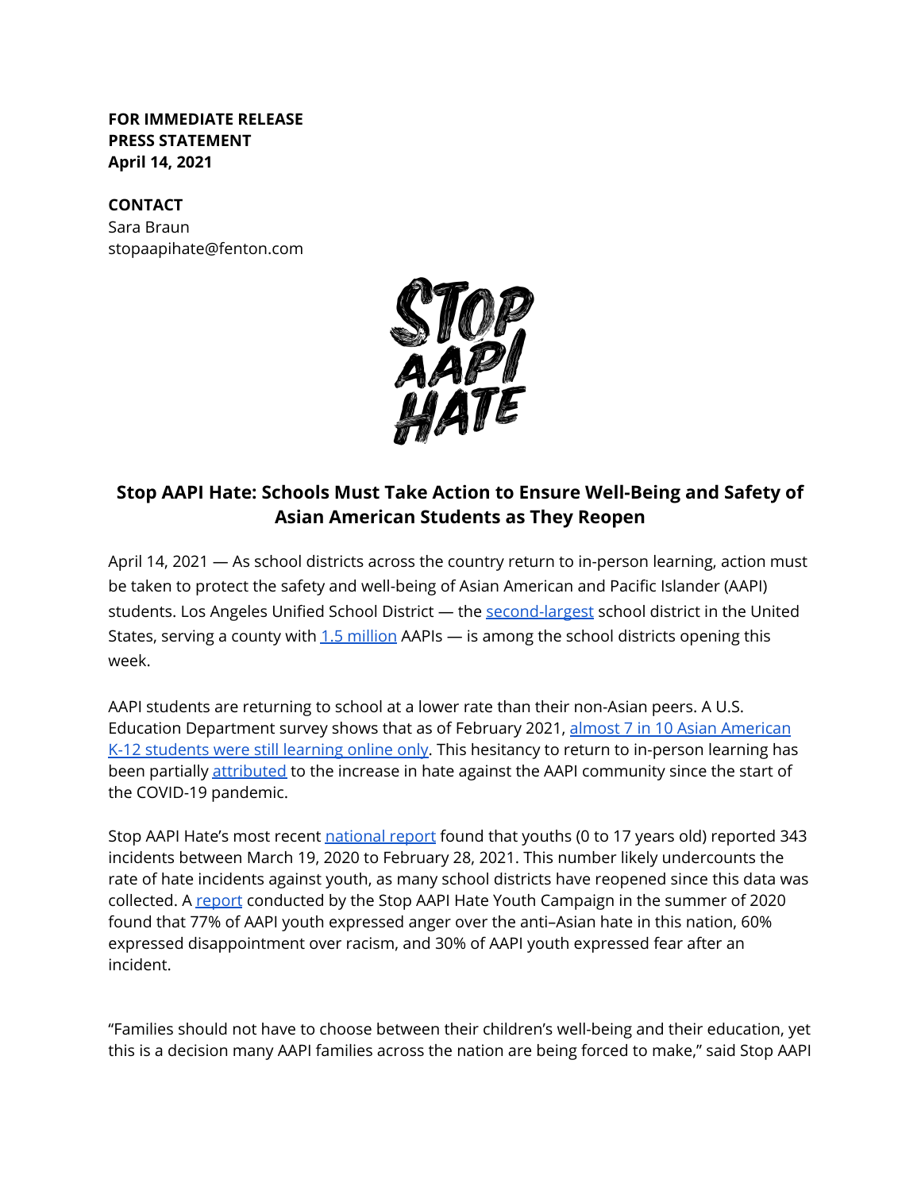**FOR IMMEDIATE RELEASE**
**PRESS STATEMENT**
**April 14, 2021**

**CONTACT**
Sara Braun
stopaapihate@fenton.com

STOP AAPI HATE

## Stop AAPI Hate: Schools Must Take Action to Ensure Well-Being and Safety of Asian American Students as They Reopen

April 14, 2021 — As school districts across the country return to in-person learning, action must be taken to protect the safety and well-being of Asian American and Pacific Islander (AAPI) students. Los Angeles Unified School District — the second-largest school district in the United States, serving a county with 1.5 million AAPIs — is among the school districts opening this week.

AAPI students are returning to school at a lower rate than their non-Asian peers. A U.S. Education Department survey shows that as of February 2021, almost 7 in 10 Asian American K-12 students were still learning online only. This hesitancy to return to in-person learning has been partially attributed to the increase in hate against the AAPI community since the start of the COVID-19 pandemic.

Stop AAPI Hate's most recent national report found that youths (0 to 17 years old) reported 343 incidents between March 19, 2020 to February 28, 2021. This number likely undercounts the rate of hate incidents against youth, as many school districts have reopened since this data was collected. A report conducted by the Stop AAPI Hate Youth Campaign in the summer of 2020 found that 77% of AAPI youth expressed anger over the anti–Asian hate in this nation, 60% expressed disappointment over racism, and 30% of AAPI youth expressed fear after an incident.

"Families should not have to choose between their children's well-being and their education, yet this is a decision many AAPI families across the nation are being forced to make," said Stop AAPI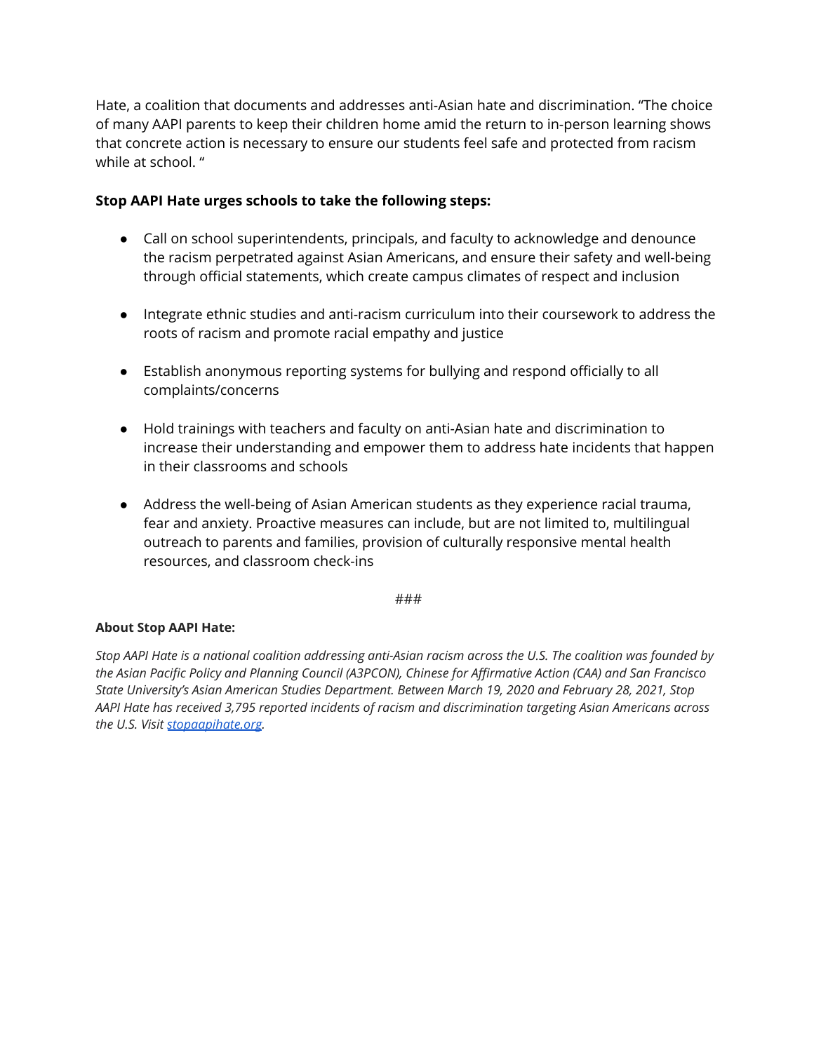Hate, a coalition that documents and addresses anti-Asian hate and discrimination. "The choice of many AAPI parents to keep their children home amid the return to in-person learning shows that concrete action is necessary to ensure our students feel safe and protected from racism while at school. "

**Stop AAPI Hate urges schools to take the following steps:**

- Call on school superintendents, principals, and faculty to acknowledge and denounce the racism perpetrated against Asian Americans, and ensure their safety and well-being through official statements, which create campus climates of respect and inclusion

- Integrate ethnic studies and anti-racism curriculum into their coursework to address the roots of racism and promote racial empathy and justice

- Establish anonymous reporting systems for bullying and respond officially to all complaints/concerns

- Hold trainings with teachers and faculty on anti-Asian hate and discrimination to increase their understanding and empower them to address hate incidents that happen in their classrooms and schools

- Address the well-being of Asian American students as they experience racial trauma, fear and anxiety. Proactive measures can include, but are not limited to, multilingual outreach to parents and families, provision of culturally responsive mental health resources, and classroom check-ins

###

**About Stop AAPI Hate:**

*Stop AAPI Hate is a national coalition addressing anti-Asian racism across the U.S. The coalition was founded by the Asian Pacific Policy and Planning Council (A3PCON), Chinese for Affirmative Action (CAA) and San Francisco State University's Asian American Studies Department. Between March 19, 2020 and February 28, 2021, Stop AAPI Hate has received 3,795 reported incidents of racism and discrimination targeting Asian Americans across the U.S. Visit [stopaapihate.org](https://stopaapihate.org).*